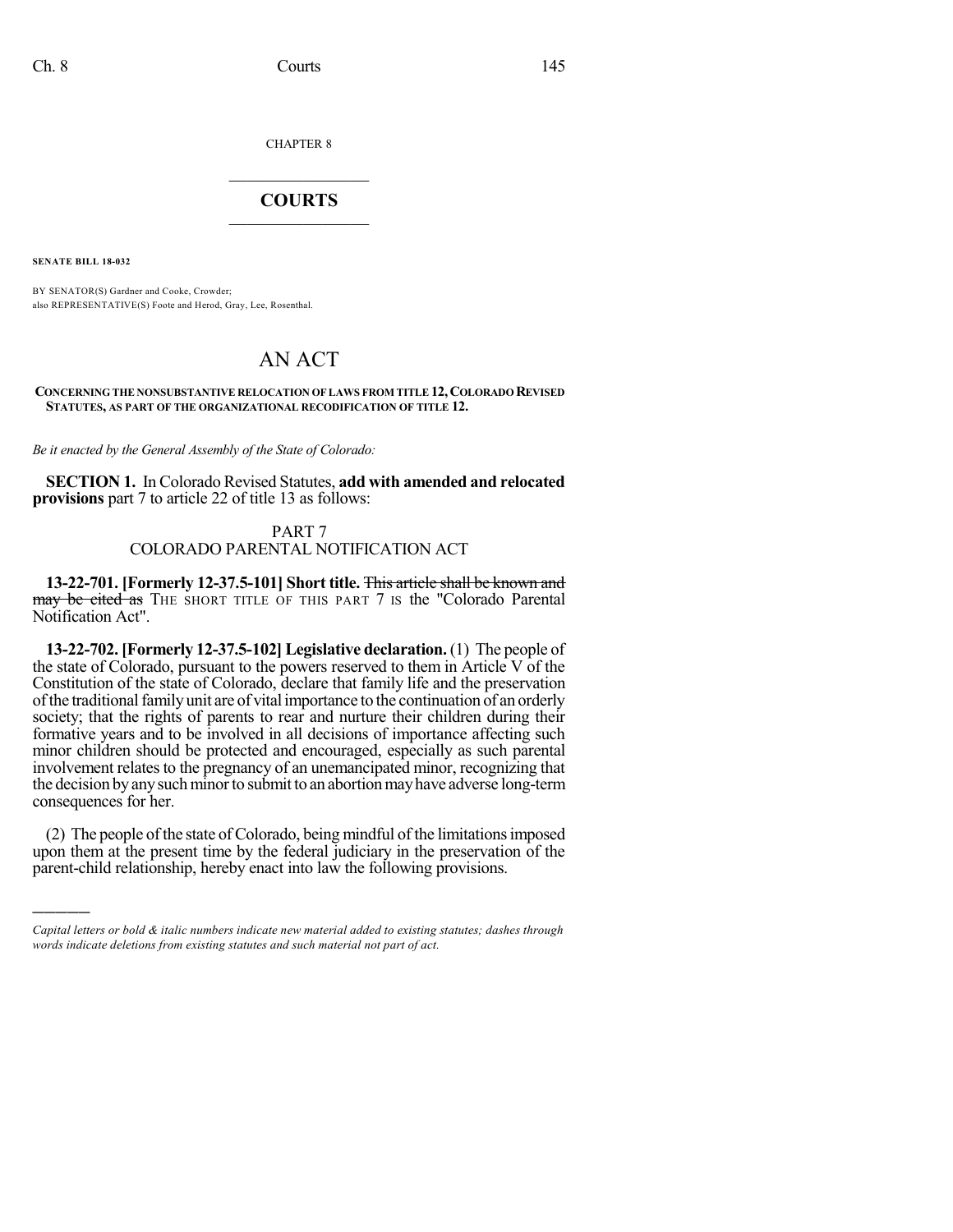CHAPTER 8

# COURTS

**SENATE BILL 18-032**

BY SENATOR(S) Gardner and Cooke, Crowder;
also REPRESENTATIVE(S) Foote and Herod, Gray, Lee, Rosenthal.

# AN ACT

**CONCERNING THE NONSUBSTANTIVE RELOCATION OF LAWS FROM TITLE 12, COLORADO REVISED STATUTES, AS PART OF THE ORGANIZATIONAL RECODIFICATION OF TITLE 12.**

*Be it enacted by the General Assembly of the State of Colorado:*

**SECTION 1.** In Colorado Revised Statutes, **add with amended and relocated provisions** part 7 to article 22 of title 13 as follows:

## PART 7
## COLORADO PARENTAL NOTIFICATION ACT

**13-22-701. [Formerly 12-37.5-101] Short title.** ~~This article shall be known and may be cited as~~ THE SHORT TITLE OF THIS PART 7 IS the "Colorado Parental Notification Act".

**13-22-702. [Formerly 12-37.5-102] Legislative declaration.** (1) The people of the state of Colorado, pursuant to the powers reserved to them in Article V of the Constitution of the state of Colorado, declare that family life and the preservation of the traditional family unit are of vital importance to the continuation of an orderly society; that the rights of parents to rear and nurture their children during their formative years and to be involved in all decisions of importance affecting such minor children should be protected and encouraged, especially as such parental involvement relates to the pregnancy of an unemancipated minor, recognizing that the decision by any such minor to submit to an abortion may have adverse long-term consequences for her.

(2) The people of the state of Colorado, being mindful of the limitations imposed upon them at the present time by the federal judiciary in the preservation of the parent-child relationship, hereby enact into law the following provisions.

---

*Capital letters or bold & italic numbers indicate new material added to existing statutes; dashes through words indicate deletions from existing statutes and such material not part of act.*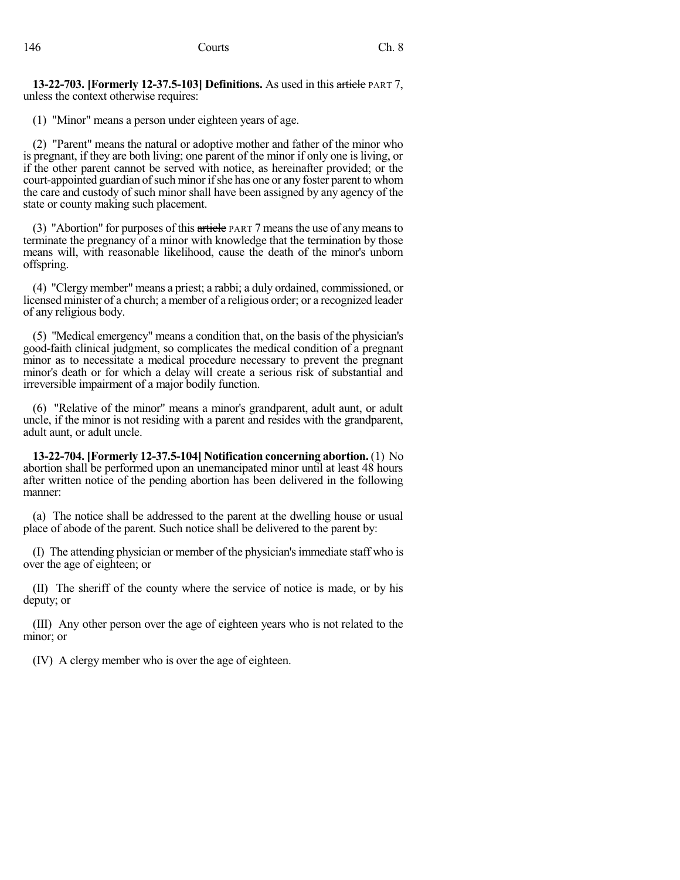**13-22-703. [Formerly 12-37.5-103] Definitions.** As used in this ~~article~~ PART 7, unless the context otherwise requires:

(1) "Minor" means a person under eighteen years of age.

(2) "Parent" means the natural or adoptive mother and father of the minor who is pregnant, if they are both living; one parent of the minor if only one is living, or if the other parent cannot be served with notice, as hereinafter provided; or the court-appointed guardian of such minor if she has one or any foster parent to whom the care and custody of such minor shall have been assigned by any agency of the state or county making such placement.

(3) "Abortion" for purposes of this ~~article~~ PART 7 means the use of any means to terminate the pregnancy of a minor with knowledge that the termination by those means will, with reasonable likelihood, cause the death of the minor's unborn offspring.

(4) "Clergy member" means a priest; a rabbi; a duly ordained, commissioned, or licensed minister of a church; a member of a religious order; or a recognized leader of any religious body.

(5) "Medical emergency" means a condition that, on the basis of the physician's good-faith clinical judgment, so complicates the medical condition of a pregnant minor as to necessitate a medical procedure necessary to prevent the pregnant minor's death or for which a delay will create a serious risk of substantial and irreversible impairment of a major bodily function.

(6) "Relative of the minor" means a minor's grandparent, adult aunt, or adult uncle, if the minor is not residing with a parent and resides with the grandparent, adult aunt, or adult uncle.

**13-22-704. [Formerly 12-37.5-104] Notification concerning abortion.** (1) No abortion shall be performed upon an unemancipated minor until at least 48 hours after written notice of the pending abortion has been delivered in the following manner:

(a) The notice shall be addressed to the parent at the dwelling house or usual place of abode of the parent. Such notice shall be delivered to the parent by:

(I) The attending physician or member of the physician's immediate staff who is over the age of eighteen; or

(II) The sheriff of the county where the service of notice is made, or by his deputy; or

(III) Any other person over the age of eighteen years who is not related to the minor; or

(IV) A clergy member who is over the age of eighteen.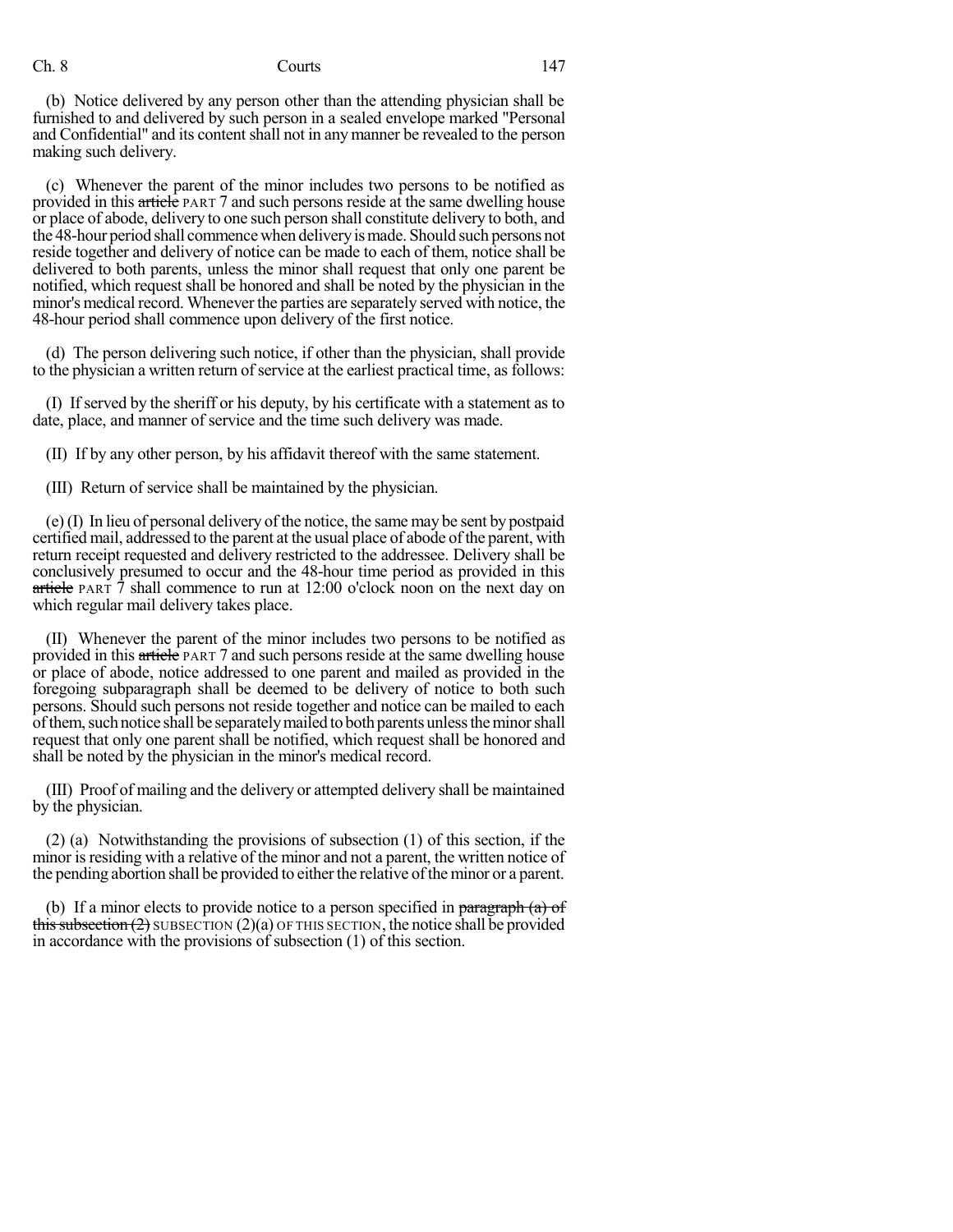(b) Notice delivered by any person other than the attending physician shall be furnished to and delivered by such person in a sealed envelope marked "Personal and Confidential" and its content shall not in any manner be revealed to the person making such delivery.

(c) Whenever the parent of the minor includes two persons to be notified as provided in this ~~article~~ PART 7 and such persons reside at the same dwelling house or place of abode, delivery to one such person shall constitute delivery to both, and the 48-hour period shall commence when delivery is made. Should such persons not reside together and delivery of notice can be made to each of them, notice shall be delivered to both parents, unless the minor shall request that only one parent be notified, which request shall be honored and shall be noted by the physician in the minor's medical record. Whenever the parties are separately served with notice, the 48-hour period shall commence upon delivery of the first notice.

(d) The person delivering such notice, if other than the physician, shall provide to the physician a written return of service at the earliest practical time, as follows:

(I) If served by the sheriff or his deputy, by his certificate with a statement as to date, place, and manner of service and the time such delivery was made.

(II) If by any other person, by his affidavit thereof with the same statement.

(III) Return of service shall be maintained by the physician.

(e) (I) In lieu of personal delivery of the notice, the same may be sent by postpaid certified mail, addressed to the parent at the usual place of abode of the parent, with return receipt requested and delivery restricted to the addressee. Delivery shall be conclusively presumed to occur and the 48-hour time period as provided in this ~~article~~ PART 7 shall commence to run at 12:00 o'clock noon on the next day on which regular mail delivery takes place.

(II) Whenever the parent of the minor includes two persons to be notified as provided in this ~~article~~ PART 7 and such persons reside at the same dwelling house or place of abode, notice addressed to one parent and mailed as provided in the foregoing subparagraph shall be deemed to be delivery of notice to both such persons. Should such persons not reside together and notice can be mailed to each of them, such notice shall be separately mailed to both parents unless the minor shall request that only one parent shall be notified, which request shall be honored and shall be noted by the physician in the minor's medical record.

(III) Proof of mailing and the delivery or attempted delivery shall be maintained by the physician.

(2) (a) Notwithstanding the provisions of subsection (1) of this section, if the minor is residing with a relative of the minor and not a parent, the written notice of the pending abortion shall be provided to either the relative of the minor or a parent.

(b) If a minor elects to provide notice to a person specified in ~~paragraph (a) of this subsection (2)~~ SUBSECTION (2)(a) OF THIS SECTION, the notice shall be provided in accordance with the provisions of subsection (1) of this section.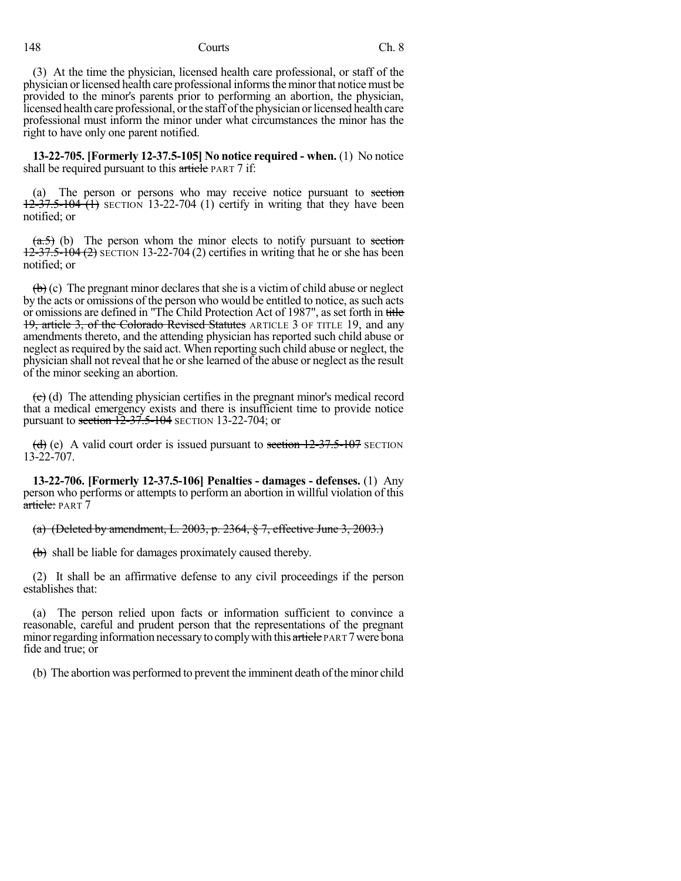(3) At the time the physician, licensed health care professional, or staff of the physician or licensed health care professional informs the minor that notice must be provided to the minor's parents prior to performing an abortion, the physician, licensed health care professional, or the staff of the physician or licensed health care professional must inform the minor under what circumstances the minor has the right to have only one parent notified.

**13-22-705. [Formerly 12-37.5-105] No notice required - when.** (1) No notice shall be required pursuant to this ~~article~~ PART 7 if:

(a) The person or persons who may receive notice pursuant to ~~section 12-37.5-104 (1)~~ SECTION 13-22-704 (1) certify in writing that they have been notified; or

~~(a.5)~~ (b) The person whom the minor elects to notify pursuant to ~~section 12-37.5-104 (2)~~ SECTION 13-22-704 (2) certifies in writing that he or she has been notified; or

~~(b)~~ (c) The pregnant minor declares that she is a victim of child abuse or neglect by the acts or omissions of the person who would be entitled to notice, as such acts or omissions are defined in "The Child Protection Act of 1987", as set forth in ~~title 19, article 3, of the Colorado Revised Statutes~~ ARTICLE 3 OF TITLE 19, and any amendments thereto, and the attending physician has reported such child abuse or neglect as required by the said act. When reporting such child abuse or neglect, the physician shall not reveal that he or she learned of the abuse or neglect as the result of the minor seeking an abortion.

~~(c)~~ (d) The attending physician certifies in the pregnant minor's medical record that a medical emergency exists and there is insufficient time to provide notice pursuant to ~~section 12-37.5-104~~ SECTION 13-22-704; or

~~(d)~~ (e) A valid court order is issued pursuant to ~~section 12-37.5-107~~ SECTION 13-22-707.

**13-22-706. [Formerly 12-37.5-106] Penalties - damages - defenses.** (1) Any person who performs or attempts to perform an abortion in willful violation of this ~~article:~~ PART 7

~~(a) (Deleted by amendment, L. 2003, p. 2364, § 7, effective June 3, 2003.)~~

~~(b)~~ shall be liable for damages proximately caused thereby.

(2) It shall be an affirmative defense to any civil proceedings if the person establishes that:

(a) The person relied upon facts or information sufficient to convince a reasonable, careful and prudent person that the representations of the pregnant minor regarding information necessary to comply with this ~~article~~ PART 7 were bona fide and true; or

(b) The abortion was performed to prevent the imminent death of the minor child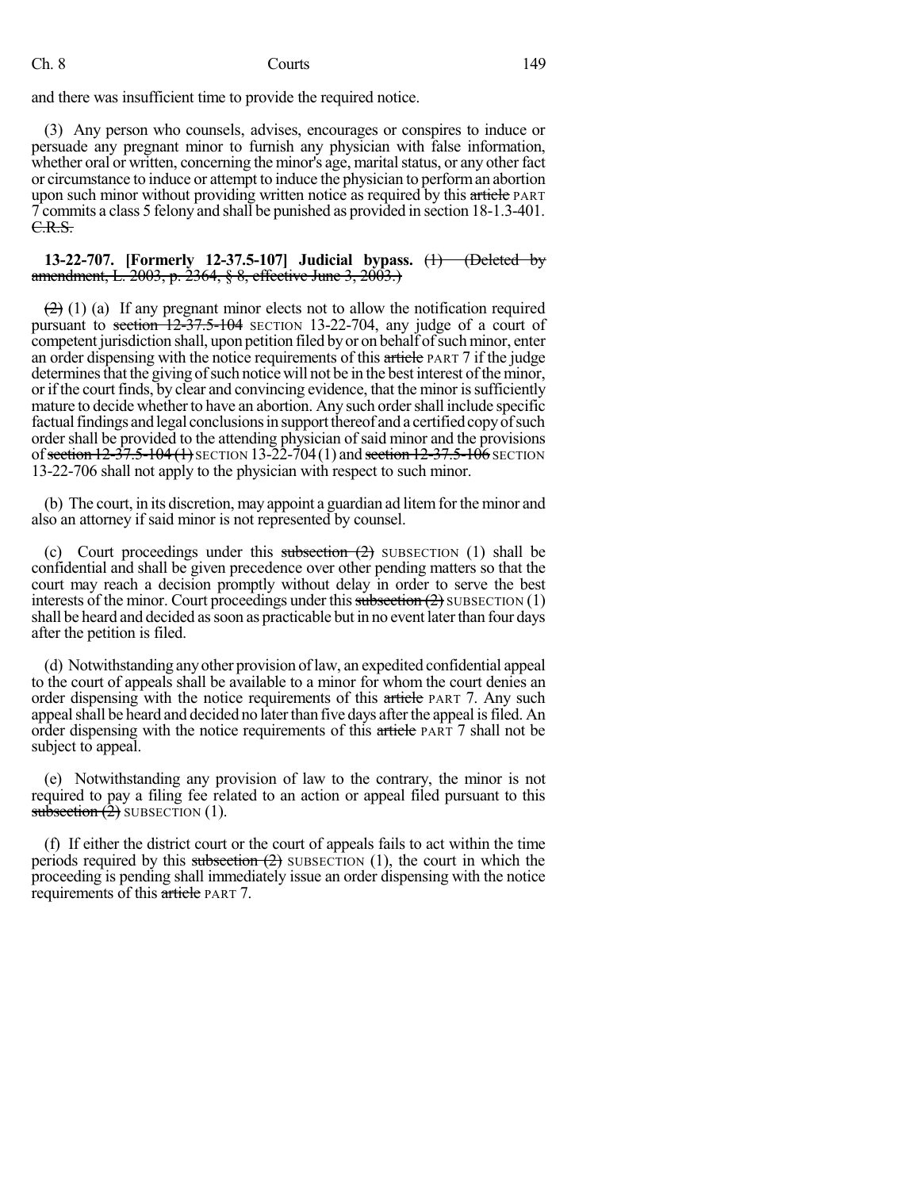and there was insufficient time to provide the required notice.

(3) Any person who counsels, advises, encourages or conspires to induce or persuade any pregnant minor to furnish any physician with false information, whether oral or written, concerning the minor's age, marital status, or any other fact or circumstance to induce or attempt to induce the physician to perform an abortion upon such minor without providing written notice as required by this ~~article~~ PART 7 commits a class 5 felony and shall be punished as provided in section 18-1.3-401. ~~C.R.S.~~

**13-22-707. [Formerly 12-37.5-107] Judicial bypass.** ~~(1) (Deleted by amendment, L. 2003, p. 2364, § 8, effective June 3, 2003.)~~

~~(2)~~ (1) (a) If any pregnant minor elects not to allow the notification required pursuant to ~~section 12-37.5-104~~ SECTION 13-22-704, any judge of a court of competent jurisdiction shall, upon petition filed by or on behalf of such minor, enter an order dispensing with the notice requirements of this ~~article~~ PART 7 if the judge determines that the giving of such notice will not be in the best interest of the minor, or if the court finds, by clear and convincing evidence, that the minor is sufficiently mature to decide whether to have an abortion. Any such order shall include specific factual findings and legal conclusions in support thereof and a certified copy of such order shall be provided to the attending physician of said minor and the provisions of ~~section 12-37.5-104 (1)~~ SECTION 13-22-704 (1) and ~~section 12-37.5-106~~ SECTION 13-22-706 shall not apply to the physician with respect to such minor.

(b) The court, in its discretion, may appoint a guardian ad litem for the minor and also an attorney if said minor is not represented by counsel.

(c) Court proceedings under this ~~subsection (2)~~ SUBSECTION (1) shall be confidential and shall be given precedence over other pending matters so that the court may reach a decision promptly without delay in order to serve the best interests of the minor. Court proceedings under this ~~subsection (2)~~ SUBSECTION (1) shall be heard and decided as soon as practicable but in no event later than four days after the petition is filed.

(d) Notwithstanding any other provision of law, an expedited confidential appeal to the court of appeals shall be available to a minor for whom the court denies an order dispensing with the notice requirements of this ~~article~~ PART 7. Any such appeal shall be heard and decided no later than five days after the appeal is filed. An order dispensing with the notice requirements of this ~~article~~ PART 7 shall not be subject to appeal.

(e) Notwithstanding any provision of law to the contrary, the minor is not required to pay a filing fee related to an action or appeal filed pursuant to this ~~subsection (2)~~ SUBSECTION (1).

(f) If either the district court or the court of appeals fails to act within the time periods required by this ~~subsection (2)~~ SUBSECTION (1), the court in which the proceeding is pending shall immediately issue an order dispensing with the notice requirements of this ~~article~~ PART 7.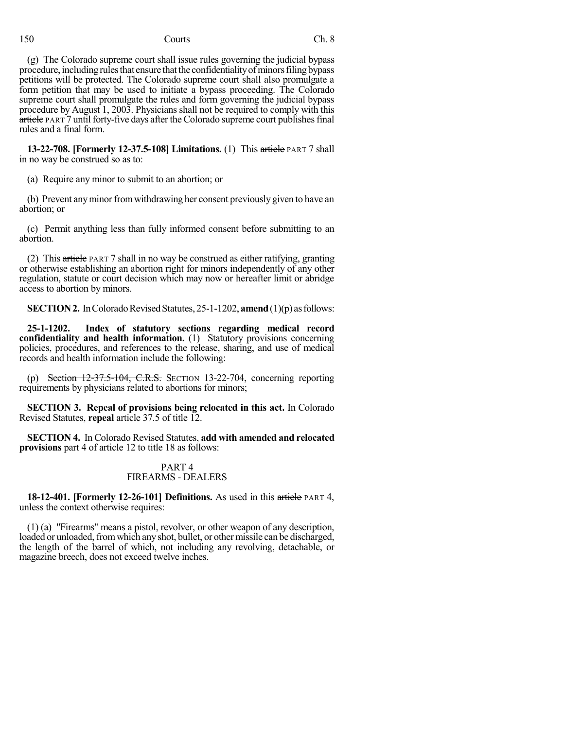(g) The Colorado supreme court shall issue rules governing the judicial bypass procedure, including rules that ensure that the confidentiality of minors filing bypass petitions will be protected. The Colorado supreme court shall also promulgate a form petition that may be used to initiate a bypass proceeding. The Colorado supreme court shall promulgate the rules and form governing the judicial bypass procedure by August 1, 2003. Physicians shall not be required to comply with this ~~article~~ PART 7 until forty-five days after the Colorado supreme court publishes final rules and a final form.

**13-22-708. [Formerly 12-37.5-108] Limitations.** (1) This ~~article~~ PART 7 shall in no way be construed so as to:

(a) Require any minor to submit to an abortion; or

(b) Prevent any minor from withdrawing her consent previously given to have an abortion; or

(c) Permit anything less than fully informed consent before submitting to an abortion.

(2) This ~~article~~ PART 7 shall in no way be construed as either ratifying, granting or otherwise establishing an abortion right for minors independently of any other regulation, statute or court decision which may now or hereafter limit or abridge access to abortion by minors.

**SECTION 2.** In Colorado Revised Statutes, 25-1-1202, **amend** (1)(p) as follows:

**25-1-1202. Index of statutory sections regarding medical record confidentiality and health information.** (1) Statutory provisions concerning policies, procedures, and references to the release, sharing, and use of medical records and health information include the following:

(p) ~~Section 12-37.5-104, C.R.S.~~ SECTION 13-22-704, concerning reporting requirements by physicians related to abortions for minors;

**SECTION 3. Repeal of provisions being relocated in this act.** In Colorado Revised Statutes, **repeal** article 37.5 of title 12.

**SECTION 4.** In Colorado Revised Statutes, **add with amended and relocated provisions** part 4 of article 12 to title 18 as follows:

PART 4
FIREARMS - DEALERS

**18-12-401. [Formerly 12-26-101] Definitions.** As used in this ~~article~~ PART 4, unless the context otherwise requires:

(1) (a) "Firearms" means a pistol, revolver, or other weapon of any description, loaded or unloaded, from which any shot, bullet, or other missile can be discharged, the length of the barrel of which, not including any revolving, detachable, or magazine breech, does not exceed twelve inches.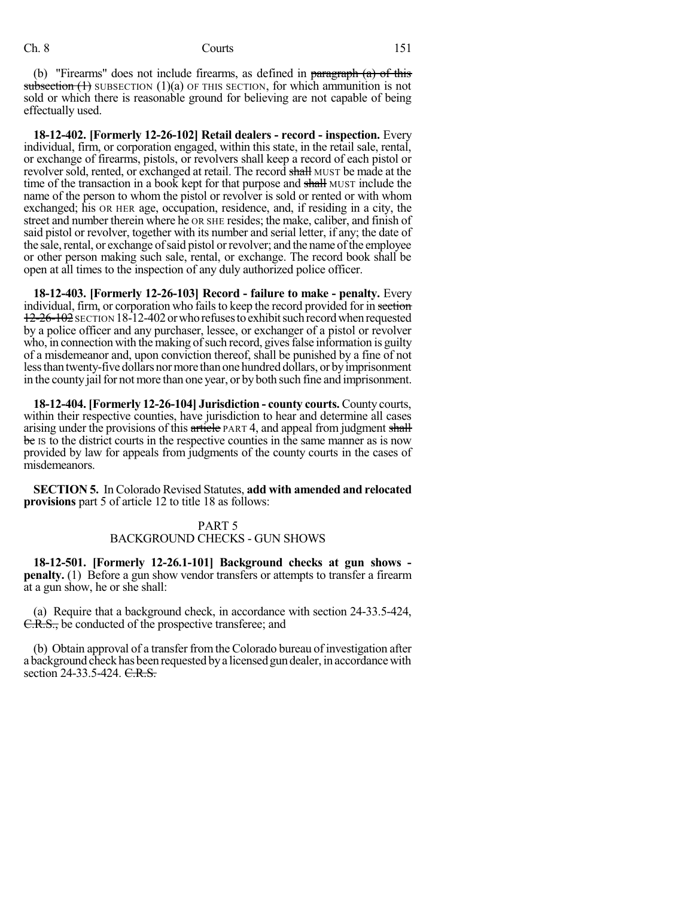(b) "Firearms" does not include firearms, as defined in ~~paragraph (a) of this subsection (1)~~ SUBSECTION (1)(a) OF THIS SECTION, for which ammunition is not sold or which there is reasonable ground for believing are not capable of being effectually used.

**18-12-402. [Formerly 12-26-102] Retail dealers - record - inspection.** Every individual, firm, or corporation engaged, within this state, in the retail sale, rental, or exchange of firearms, pistols, or revolvers shall keep a record of each pistol or revolver sold, rented, or exchanged at retail. The record ~~shall~~ MUST be made at the time of the transaction in a book kept for that purpose and ~~shall~~ MUST include the name of the person to whom the pistol or revolver is sold or rented or with whom exchanged; his OR HER age, occupation, residence, and, if residing in a city, the street and number therein where he OR SHE resides; the make, caliber, and finish of said pistol or revolver, together with its number and serial letter, if any; the date of the sale, rental, or exchange of said pistol or revolver; and the name of the employee or other person making such sale, rental, or exchange. The record book shall be open at all times to the inspection of any duly authorized police officer.

**18-12-403. [Formerly 12-26-103] Record - failure to make - penalty.** Every individual, firm, or corporation who fails to keep the record provided for in ~~section 12-26-102~~ SECTION 18-12-402 or who refuses to exhibit such record when requested by a police officer and any purchaser, lessee, or exchanger of a pistol or revolver who, in connection with the making of such record, gives false information is guilty of a misdemeanor and, upon conviction thereof, shall be punished by a fine of not less than twenty-five dollars nor more than one hundred dollars, or by imprisonment in the county jail for not more than one year, or by both such fine and imprisonment.

**18-12-404. [Formerly 12-26-104] Jurisdiction - county courts.** County courts, within their respective counties, have jurisdiction to hear and determine all cases arising under the provisions of this ~~article~~ PART 4, and appeal from judgment ~~shall be~~ IS to the district courts in the respective counties in the same manner as is now provided by law for appeals from judgments of the county courts in the cases of misdemeanors.

**SECTION 5.** In Colorado Revised Statutes, **add with amended and relocated provisions** part 5 of article 12 to title 18 as follows:

PART 5
BACKGROUND CHECKS - GUN SHOWS

**18-12-501. [Formerly 12-26.1-101] Background checks at gun shows - penalty.** (1) Before a gun show vendor transfers or attempts to transfer a firearm at a gun show, he or she shall:

(a) Require that a background check, in accordance with section 24-33.5-424, ~~C.R.S.~~, be conducted of the prospective transferee; and

(b) Obtain approval of a transfer from the Colorado bureau of investigation after a background check has been requested by a licensed gun dealer, in accordance with section 24-33.5-424. ~~C.R.S.~~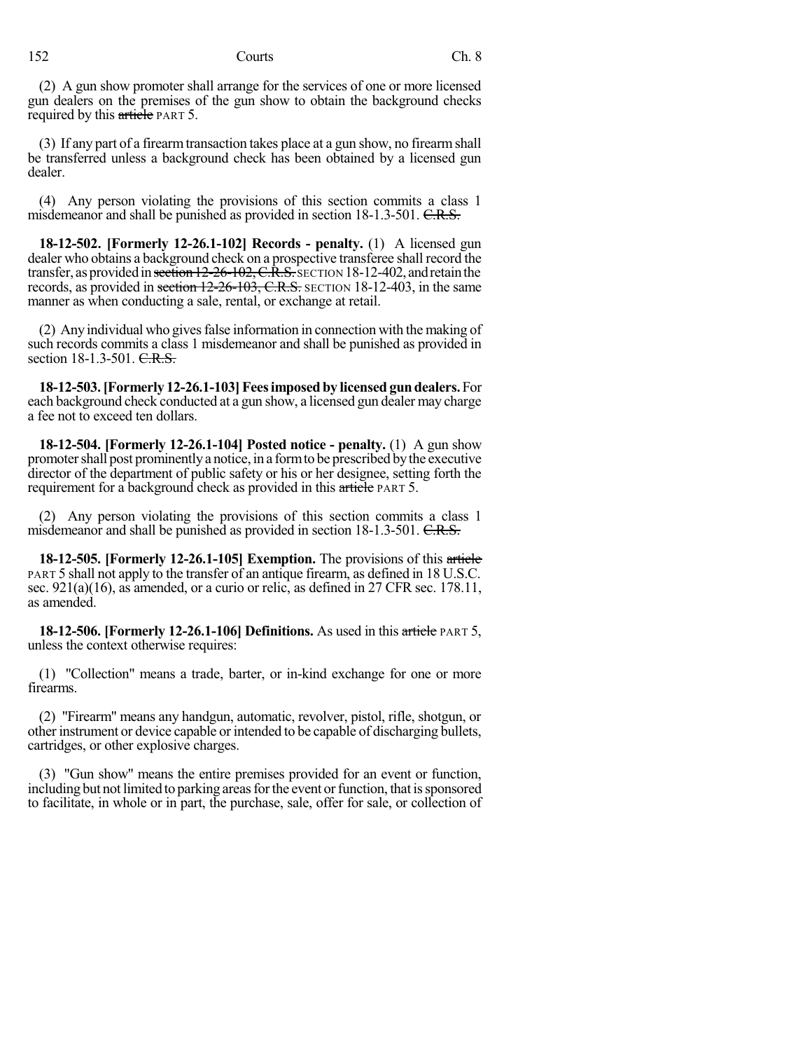(2) A gun show promoter shall arrange for the services of one or more licensed gun dealers on the premises of the gun show to obtain the background checks required by this ~~article~~ PART 5.

(3) If any part of a firearm transaction takes place at a gun show, no firearm shall be transferred unless a background check has been obtained by a licensed gun dealer.

(4) Any person violating the provisions of this section commits a class 1 misdemeanor and shall be punished as provided in section 18-1.3-501. ~~C.R.S.~~

**18-12-502. [Formerly 12-26.1-102] Records - penalty.** (1) A licensed gun dealer who obtains a background check on a prospective transferee shall record the transfer, as provided in ~~section 12-26-102, C.R.S.~~ SECTION 18-12-402, and retain the records, as provided in ~~section 12-26-103, C.R.S.~~ SECTION 18-12-403, in the same manner as when conducting a sale, rental, or exchange at retail.

(2) Any individual who gives false information in connection with the making of such records commits a class 1 misdemeanor and shall be punished as provided in section 18-1.3-501. ~~C.R.S.~~

**18-12-503. [Formerly 12-26.1-103] Fees imposed by licensed gun dealers.** For each background check conducted at a gun show, a licensed gun dealer may charge a fee not to exceed ten dollars.

**18-12-504. [Formerly 12-26.1-104] Posted notice - penalty.** (1) A gun show promoter shall post prominently a notice, in a form to be prescribed by the executive director of the department of public safety or his or her designee, setting forth the requirement for a background check as provided in this ~~article~~ PART 5.

(2) Any person violating the provisions of this section commits a class 1 misdemeanor and shall be punished as provided in section 18-1.3-501. ~~C.R.S.~~

**18-12-505. [Formerly 12-26.1-105] Exemption.** The provisions of this ~~article~~ PART 5 shall not apply to the transfer of an antique firearm, as defined in 18 U.S.C. sec. 921(a)(16), as amended, or a curio or relic, as defined in 27 CFR sec. 178.11, as amended.

**18-12-506. [Formerly 12-26.1-106] Definitions.** As used in this ~~article~~ PART 5, unless the context otherwise requires:

(1) "Collection" means a trade, barter, or in-kind exchange for one or more firearms.

(2) "Firearm" means any handgun, automatic, revolver, pistol, rifle, shotgun, or other instrument or device capable or intended to be capable of discharging bullets, cartridges, or other explosive charges.

(3) "Gun show" means the entire premises provided for an event or function, including but not limited to parking areas for the event or function, that is sponsored to facilitate, in whole or in part, the purchase, sale, offer for sale, or collection of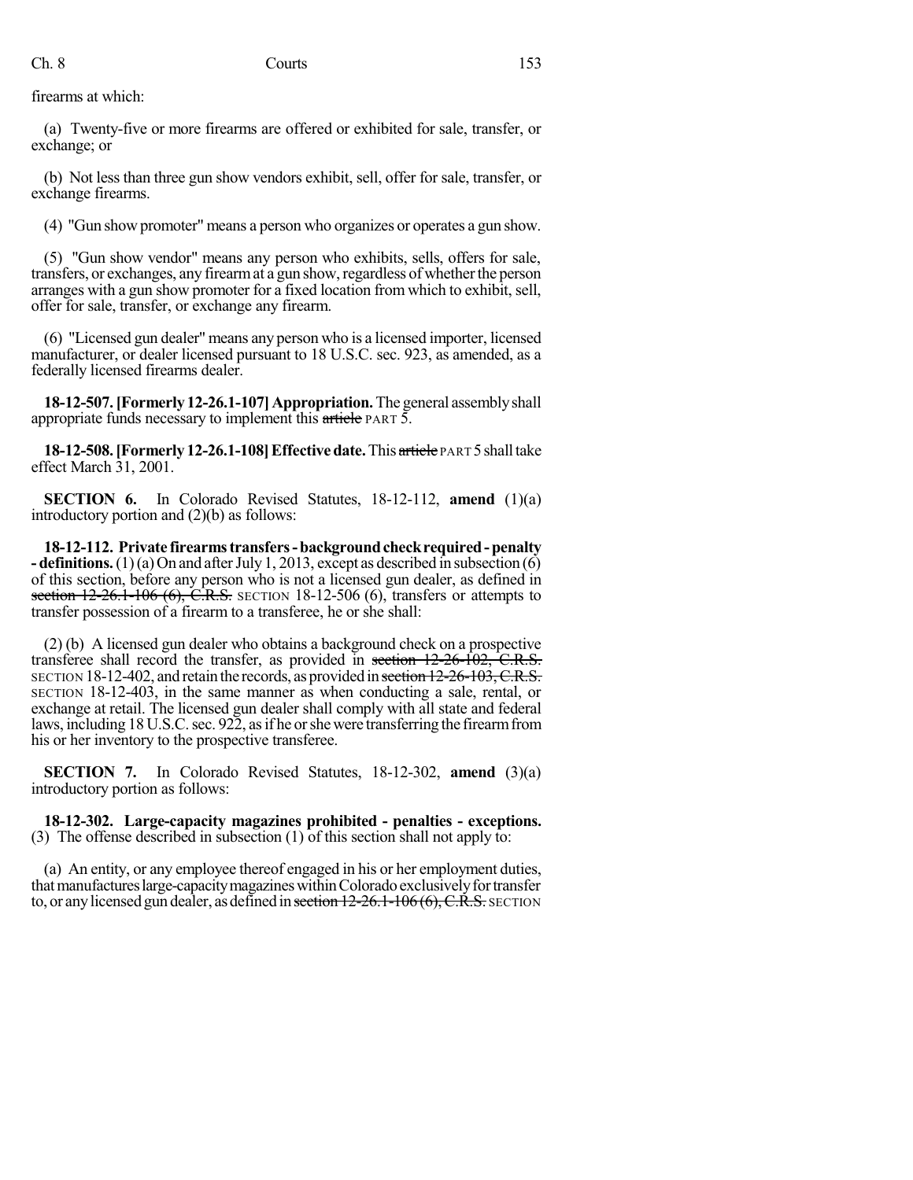firearms at which:

(a) Twenty-five or more firearms are offered or exhibited for sale, transfer, or exchange; or

(b) Not less than three gun show vendors exhibit, sell, offer for sale, transfer, or exchange firearms.

(4) "Gun show promoter" means a person who organizes or operates a gun show.

(5) "Gun show vendor" means any person who exhibits, sells, offers for sale, transfers, or exchanges, any firearm at a gun show, regardless of whether the person arranges with a gun show promoter for a fixed location from which to exhibit, sell, offer for sale, transfer, or exchange any firearm.

(6) "Licensed gun dealer" means any person who is a licensed importer, licensed manufacturer, or dealer licensed pursuant to 18 U.S.C. sec. 923, as amended, as a federally licensed firearms dealer.

**18-12-507. [Formerly 12-26.1-107] Appropriation.** The general assembly shall appropriate funds necessary to implement this ~~article~~ PART 5.

**18-12-508. [Formerly 12-26.1-108] Effective date.** This ~~article~~ PART 5 shall take effect March 31, 2001.

**SECTION 6.** In Colorado Revised Statutes, 18-12-112, **amend** (1)(a) introductory portion and (2)(b) as follows:

**18-12-112. Private firearms transfers - background check required - penalty - definitions.** (1) (a) On and after July 1, 2013, except as described in subsection (6) of this section, before any person who is not a licensed gun dealer, as defined in ~~section 12-26.1-106 (6), C.R.S.~~ SECTION 18-12-506 (6), transfers or attempts to transfer possession of a firearm to a transferee, he or she shall:

(2) (b) A licensed gun dealer who obtains a background check on a prospective transferee shall record the transfer, as provided in ~~section 12-26-102, C.R.S.~~ SECTION 18-12-402, and retain the records, as provided in ~~section 12-26-103, C.R.S.~~ SECTION 18-12-403, in the same manner as when conducting a sale, rental, or exchange at retail. The licensed gun dealer shall comply with all state and federal laws, including 18 U.S.C. sec. 922, as if he or she were transferring the firearm from his or her inventory to the prospective transferee.

**SECTION 7.** In Colorado Revised Statutes, 18-12-302, **amend** (3)(a) introductory portion as follows:

**18-12-302. Large-capacity magazines prohibited - penalties - exceptions.** (3) The offense described in subsection (1) of this section shall not apply to:

(a) An entity, or any employee thereof engaged in his or her employment duties, that manufactures large-capacity magazines within Colorado exclusively for transfer to, or any licensed gun dealer, as defined in ~~section 12-26.1-106 (6), C.R.S.~~ SECTION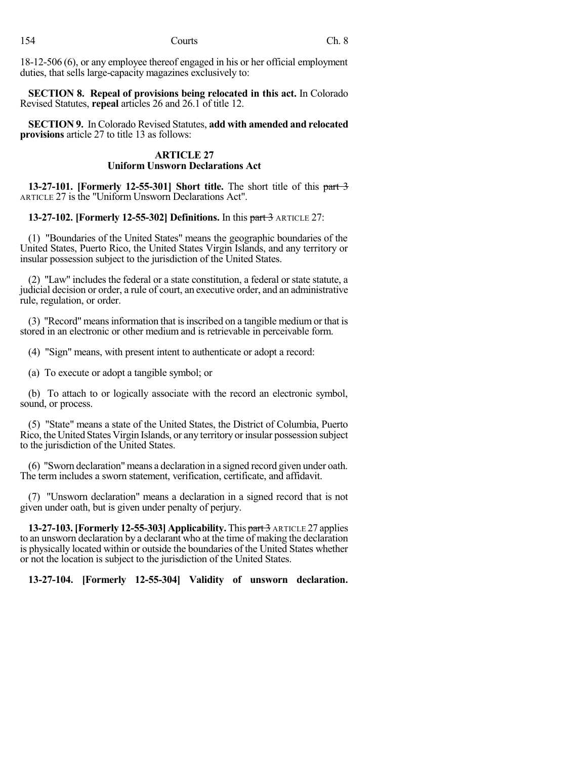18-12-506 (6), or any employee thereof engaged in his or her official employment duties, that sells large-capacity magazines exclusively to:

**SECTION 8. Repeal of provisions being relocated in this act.** In Colorado Revised Statutes, **repeal** articles 26 and 26.1 of title 12.

**SECTION 9.** In Colorado Revised Statutes, **add with amended and relocated provisions** article 27 to title 13 as follows:

**ARTICLE 27**
**Uniform Unsworn Declarations Act**

**13-27-101. [Formerly 12-55-301] Short title.** The short title of this ~~part 3~~ ARTICLE 27 is the "Uniform Unsworn Declarations Act".

**13-27-102. [Formerly 12-55-302] Definitions.** In this ~~part 3~~ ARTICLE 27:

(1) "Boundaries of the United States" means the geographic boundaries of the United States, Puerto Rico, the United States Virgin Islands, and any territory or insular possession subject to the jurisdiction of the United States.

(2) "Law" includes the federal or a state constitution, a federal or state statute, a judicial decision or order, a rule of court, an executive order, and an administrative rule, regulation, or order.

(3) "Record" means information that is inscribed on a tangible medium or that is stored in an electronic or other medium and is retrievable in perceivable form.

(4) "Sign" means, with present intent to authenticate or adopt a record:

(a) To execute or adopt a tangible symbol; or

(b) To attach to or logically associate with the record an electronic symbol, sound, or process.

(5) "State" means a state of the United States, the District of Columbia, Puerto Rico, the United States Virgin Islands, or any territory or insular possession subject to the jurisdiction of the United States.

(6) "Sworn declaration" means a declaration in a signed record given under oath. The term includes a sworn statement, verification, certificate, and affidavit.

(7) "Unsworn declaration" means a declaration in a signed record that is not given under oath, but is given under penalty of perjury.

**13-27-103. [Formerly 12-55-303] Applicability.** This ~~part 3~~ ARTICLE 27 applies to an unsworn declaration by a declarant who at the time of making the declaration is physically located within or outside the boundaries of the United States whether or not the location is subject to the jurisdiction of the United States.

**13-27-104. [Formerly 12-55-304] Validity of unsworn declaration.**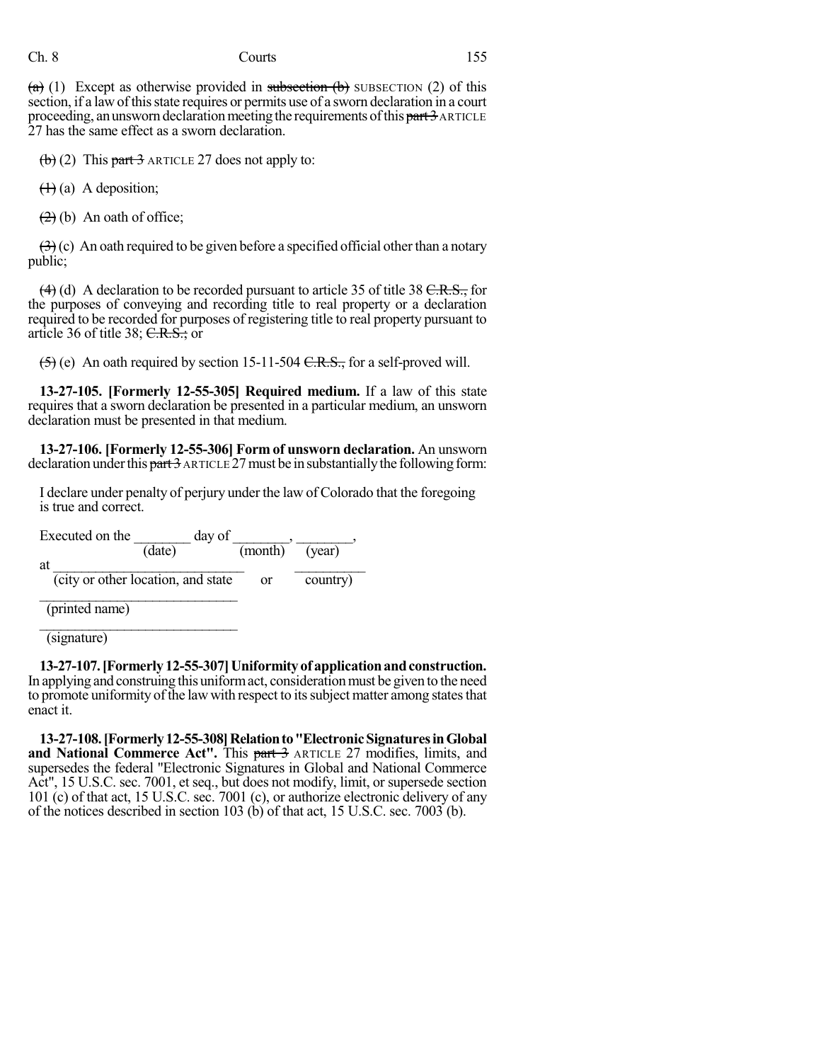(a) (1) Except as otherwise provided in subsection (b) SUBSECTION (2) of this section, if a law of this state requires or permits use of a sworn declaration in a court proceeding, an unsworn declaration meeting the requirements of this part 3 ARTICLE 27 has the same effect as a sworn declaration.

(b) (2) This part 3 ARTICLE 27 does not apply to:

(1) (a) A deposition;

(2) (b) An oath of office;

(3) (c) An oath required to be given before a specified official other than a notary public;

(4) (d) A declaration to be recorded pursuant to article 35 of title 38 C.R.S., for the purposes of conveying and recording title to real property or a declaration required to be recorded for purposes of registering title to real property pursuant to article 36 of title 38; C.R.S.; or

(5) (e) An oath required by section 15-11-504 C.R.S., for a self-proved will.

**13-27-105. [Formerly 12-55-305] Required medium.** If a law of this state requires that a sworn declaration be presented in a particular medium, an unsworn declaration must be presented in that medium.

**13-27-106. [Formerly 12-55-306] Form of unsworn declaration.** An unsworn declaration under this part 3 ARTICLE 27 must be in substantially the following form:

I declare under penalty of perjury under the law of Colorado that the foregoing is true and correct.

Executed on the ________ day of ________, ________,
(date) (month) (year)

at ____________________________ __________
(city or other location, and state or country)

____________________________
(printed name)

____________________________
(signature)

**13-27-107. [Formerly 12-55-307] Uniformity of application and construction.** In applying and construing this uniform act, consideration must be given to the need to promote uniformity of the law with respect to its subject matter among states that enact it.

**13-27-108. [Formerly 12-55-308] Relation to "Electronic Signatures in Global and National Commerce Act".** This part 3 ARTICLE 27 modifies, limits, and supersedes the federal "Electronic Signatures in Global and National Commerce Act", 15 U.S.C. sec. 7001, et seq., but does not modify, limit, or supersede section 101 (c) of that act, 15 U.S.C. sec. 7001 (c), or authorize electronic delivery of any of the notices described in section 103 (b) of that act, 15 U.S.C. sec. 7003 (b).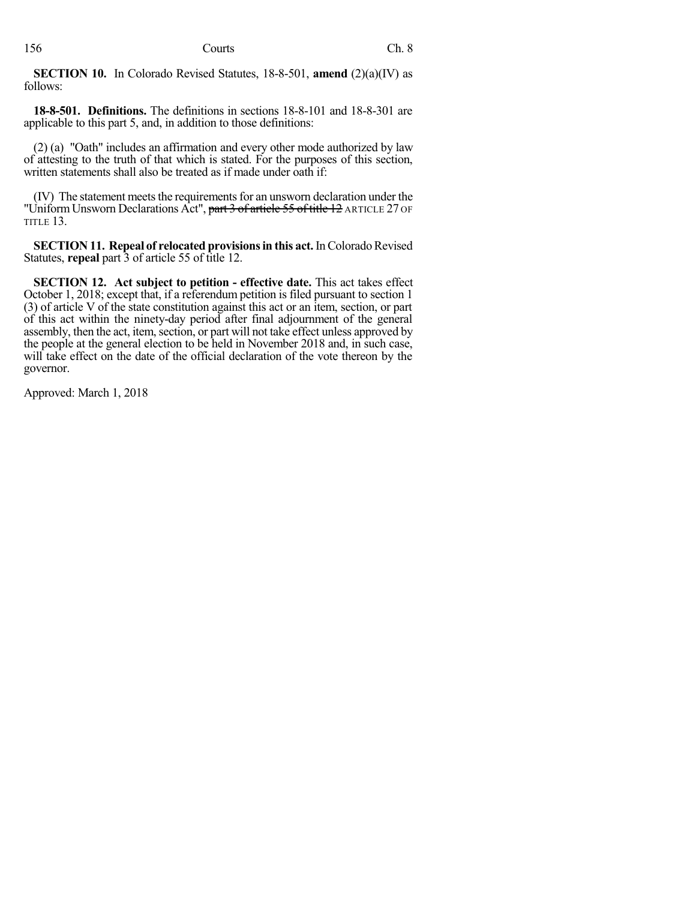**SECTION 10.** In Colorado Revised Statutes, 18-8-501, **amend** (2)(a)(IV) as follows:

**18-8-501. Definitions.** The definitions in sections 18-8-101 and 18-8-301 are applicable to this part 5, and, in addition to those definitions:

(2) (a) "Oath" includes an affirmation and every other mode authorized by law of attesting to the truth of that which is stated. For the purposes of this section, written statements shall also be treated as if made under oath if:

(IV) The statement meets the requirements for an unsworn declaration under the "Uniform Unsworn Declarations Act", ~~part 3 of article 55 of title 12~~ ARTICLE 27 OF TITLE 13.

**SECTION 11. Repeal of relocated provisions in this act.** In Colorado Revised Statutes, **repeal** part 3 of article 55 of title 12.

**SECTION 12. Act subject to petition - effective date.** This act takes effect October 1, 2018; except that, if a referendum petition is filed pursuant to section 1 (3) of article V of the state constitution against this act or an item, section, or part of this act within the ninety-day period after final adjournment of the general assembly, then the act, item, section, or part will not take effect unless approved by the people at the general election to be held in November 2018 and, in such case, will take effect on the date of the official declaration of the vote thereon by the governor.

Approved: March 1, 2018